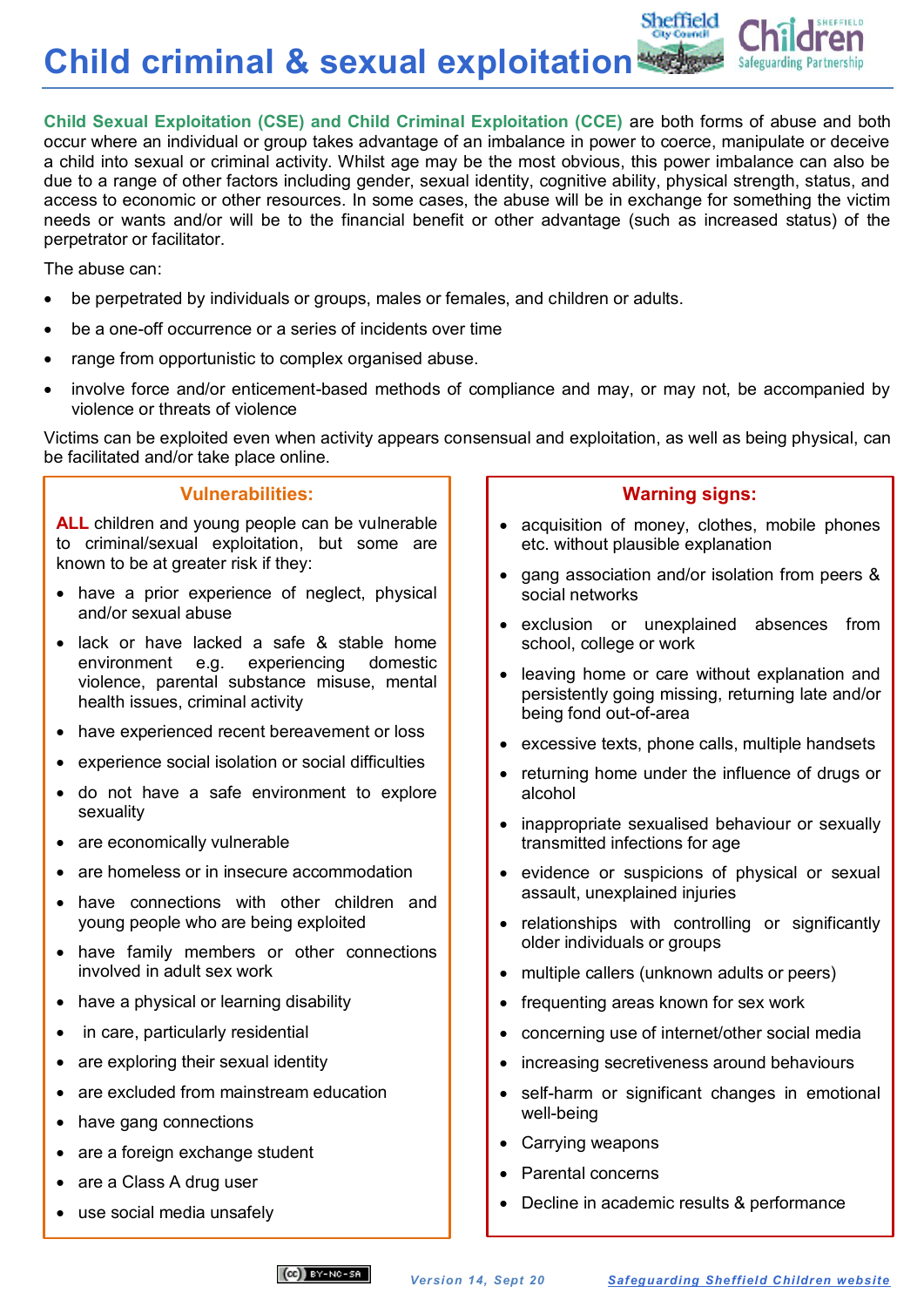# Child criminal & sexual exploitation

**Child Sexual Exploitation (CSE) and Child Criminal Exploitation (CCE)** are both forms of abuse and both occur where an individual or group takes advantage of an imbalance in power to coerce, manipulate or deceive a child into sexual or criminal activity. Whilst age may be the most obvious, this power imbalance can also be due to a range of other factors including gender, sexual identity, cognitive ability, physical strength, status, and access to economic or other resources. In some cases, the abuse will be in exchange for something the victim needs or wants and/or will be to the financial benefit or other advantage (such as increased status) of the perpetrator or facilitator.

The abuse can:

- be perpetrated by individuals or groups, males or females, and children or adults.
- be a one-off occurrence or a series of incidents over time
- range from opportunistic to complex organised abuse.
- involve force and/or enticement-based methods of compliance and may, or may not, be accompanied by violence or threats of violence

Victims can be exploited even when activity appears consensual and exploitation, as well as being physical, can be facilitated and/or take place online.

## Vulnerabilities:

**ALL** children and young people can be vulnerable to criminal/sexual exploitation, but some are known to be at greater risk if they:

- have a prior experience of neglect, physical and/or sexual abuse
- lack or have lacked a safe & stable home environment e.g. experiencing domestic violence, parental substance misuse, mental health issues, criminal activity
- have experienced recent bereavement or loss
- experience social isolation or social difficulties
- do not have a safe environment to explore sexuality
- are economically vulnerable
- are homeless or in insecure accommodation
- have connections with other children and young people who are being exploited
- have family members or other connections involved in adult sex work
- have a physical or learning disability
- in care, particularly residential
- are exploring their sexual identity
- are excluded from mainstream education
- have gang connections
- are a foreign exchange student
- are a Class A drug user
- use social media unsafely

## Warning signs:

- acquisition of money, clothes, mobile phones etc. without plausible explanation
- gang association and/or isolation from peers & social networks
- exclusion or unexplained absences from school, college or work
- leaving home or care without explanation and persistently going missing, returning late and/or being fond out-of-area
- excessive texts, phone calls, multiple handsets
- returning home under the influence of drugs or alcohol
- inappropriate sexualised behaviour or sexually transmitted infections for age
- evidence or suspicions of physical or sexual assault, unexplained injuries
- relationships with controlling or significantly older individuals or groups
- multiple callers (unknown adults or peers)
- frequenting areas known for sex work
- concerning use of internet/other social media
- increasing secretiveness around behaviours
- self-harm or significant changes in emotional well-being
- Carrying weapons
- Parental concerns
- Decline in academic results & performance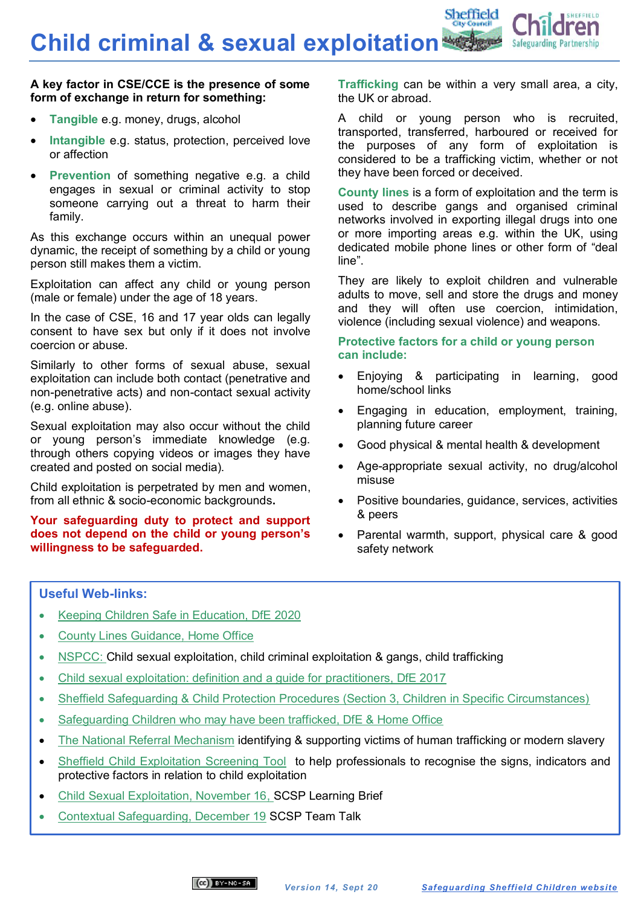# Child criminal & sexual exploitation

**A key factor in CSE/CCE is the presence of some form of exchange in return for something:**

- **Tangible** e.g. money, drugs, alcohol
- **Intangible** e.g. status, protection, perceived love or affection
- **Prevention** of something negative e.g. a child engages in sexual or criminal activity to stop someone carrying out a threat to harm their family.

As this exchange occurs within an unequal power dynamic, the receipt of something by a child or young person still makes them a victim.

Exploitation can affect any child or young person (male or female) under the age of 18 years.

In the case of CSE, 16 and 17 year olds can legally consent to have sex but only if it does not involve coercion or abuse.

Similarly to other forms of sexual abuse, sexual exploitation can include both contact (penetrative and non-penetrative acts) and non-contact sexual activity (e.g. online abuse).

Sexual exploitation may also occur without the child or young person's immediate knowledge (e.g. through others copying videos or images they have created and posted on social media).

Child exploitation is perpetrated by men and women, from all ethnic & socio-economic backgrounds**.**

**Your safeguarding duty to protect and support does not depend on the child or young person's willingness to be safeguarded.**

**Trafficking** can be within a very small area, a city, the UK or abroad.

A child or young person who is recruited, transported, transferred, harboured or received for the purposes of any form of exploitation is considered to be a trafficking victim, whether or not they have been forced or deceived.

**County lines** is a form of exploitation and the term is used to describe gangs and organised criminal networks involved in exporting illegal drugs into one or more importing areas e.g. within the UK, using dedicated mobile phone lines or other form of "deal line".

They are likely to exploit children and vulnerable adults to move, sell and store the drugs and money and they will often use coercion, intimidation, violence (including sexual violence) and weapons.

**Protective factors for a child or young person can include:**

- Enjoying & participating in learning, good home/school links
- Engaging in education, employment, training, planning future career
- Good physical & mental health & development
- Age-appropriate sexual activity, no drug/alcohol misuse
- Positive boundaries, guidance, services, activities & peers
- Parental warmth, support, physical care & good safety network

## Useful Web-links:

- Keeping Children Safe in Education, DfE 2020
- County Lines Guidance, Home Office
- NSPCC: Child sexual exploitation, child criminal exploitation & gangs, child trafficking
- Child sexual exploitation: definition and a guide for practitioners, DfE 2017
- Sheffield Safeguarding & Child Protection Procedures (Section 3, Children in Specific Circumstances)
- Safeguarding Children who may have been trafficked, DfE & Home Office
- The National Referral Mechanism identifying & supporting victims of human trafficking or modern slavery
- Sheffield Child Exploitation Screening Tool to help professionals to recognise the signs, indicators and protective factors in relation to child exploitation
- Child Sexual Exploitation, November 16, SCSP Learning Brief
- Contextual Safeguarding, December 19 SCSP Team Talk

*Version 14, Sept 20* — Safeguarding Sheffield Children website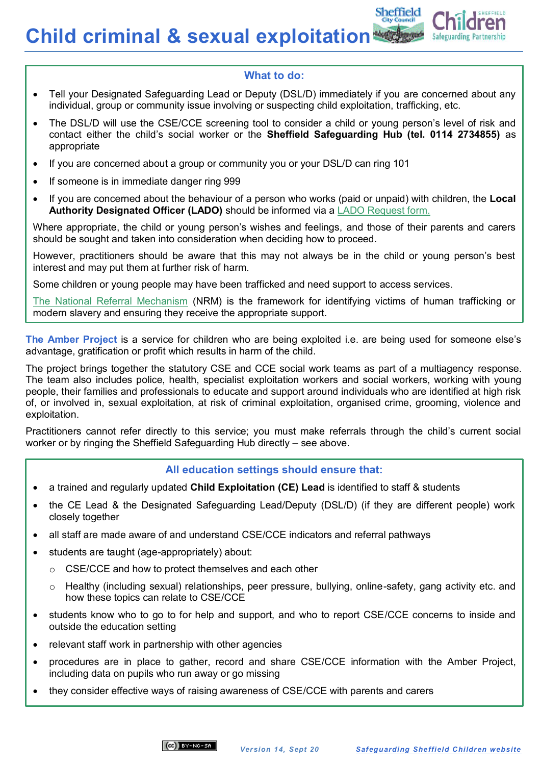# Child criminal & sexual exploitation

### What to do:

- Tell your Designated Safeguarding Lead or Deputy (DSL/D) immediately if you are concerned about any individual, group or community issue involving or suspecting child exploitation, trafficking, etc.
- The DSL/D will use the CSE/CCE screening tool to consider a child or young person's level of risk and contact either the child's social worker or the **Sheffield Safeguarding Hub (tel. 0114 2734855)** as appropriate
- If you are concerned about a group or community you or your DSL/D can ring 101
- If someone is in immediate danger ring 999
- If you are concerned about the behaviour of a person who works (paid or unpaid) with children, the **Local Authority Designated Officer (LADO)** should be informed via a LADO Request form.

Where appropriate, the child or young person's wishes and feelings, and those of their parents and carers should be sought and taken into consideration when deciding how to proceed.

However, practitioners should be aware that this may not always be in the child or young person's best interest and may put them at further risk of harm.

Some children or young people may have been trafficked and need support to access services.

The National Referral Mechanism (NRM) is the framework for identifying victims of human trafficking or modern slavery and ensuring they receive the appropriate support.

**The Amber Project** is a service for children who are being exploited i.e. are being used for someone else's advantage, gratification or profit which results in harm of the child.

The project brings together the statutory CSE and CCE social work teams as part of a multiagency response. The team also includes police, health, specialist exploitation workers and social workers, working with young people, their families and professionals to educate and support around individuals who are identified at high risk of, or involved in, sexual exploitation, at risk of criminal exploitation, organised crime, grooming, violence and exploitation.

Practitioners cannot refer directly to this service; you must make referrals through the child's current social worker or by ringing the Sheffield Safeguarding Hub directly – see above.

### All education settings should ensure that:

- a trained and regularly updated **Child Exploitation (CE) Lead** is identified to staff & students
- the CE Lead & the Designated Safeguarding Lead/Deputy (DSL/D) (if they are different people) work closely together
- all staff are made aware of and understand CSE/CCE indicators and referral pathways
- students are taught (age-appropriately) about:
  - CSE/CCE and how to protect themselves and each other
  - Healthy (including sexual) relationships, peer pressure, bullying, online-safety, gang activity etc. and how these topics can relate to CSE/CCE
- students know who to go to for help and support, and who to report CSE/CCE concerns to inside and outside the education setting
- relevant staff work in partnership with other agencies
- procedures are in place to gather, record and share CSE/CCE information with the Amber Project, including data on pupils who run away or go missing
- they consider effective ways of raising awareness of CSE/CCE with parents and carers